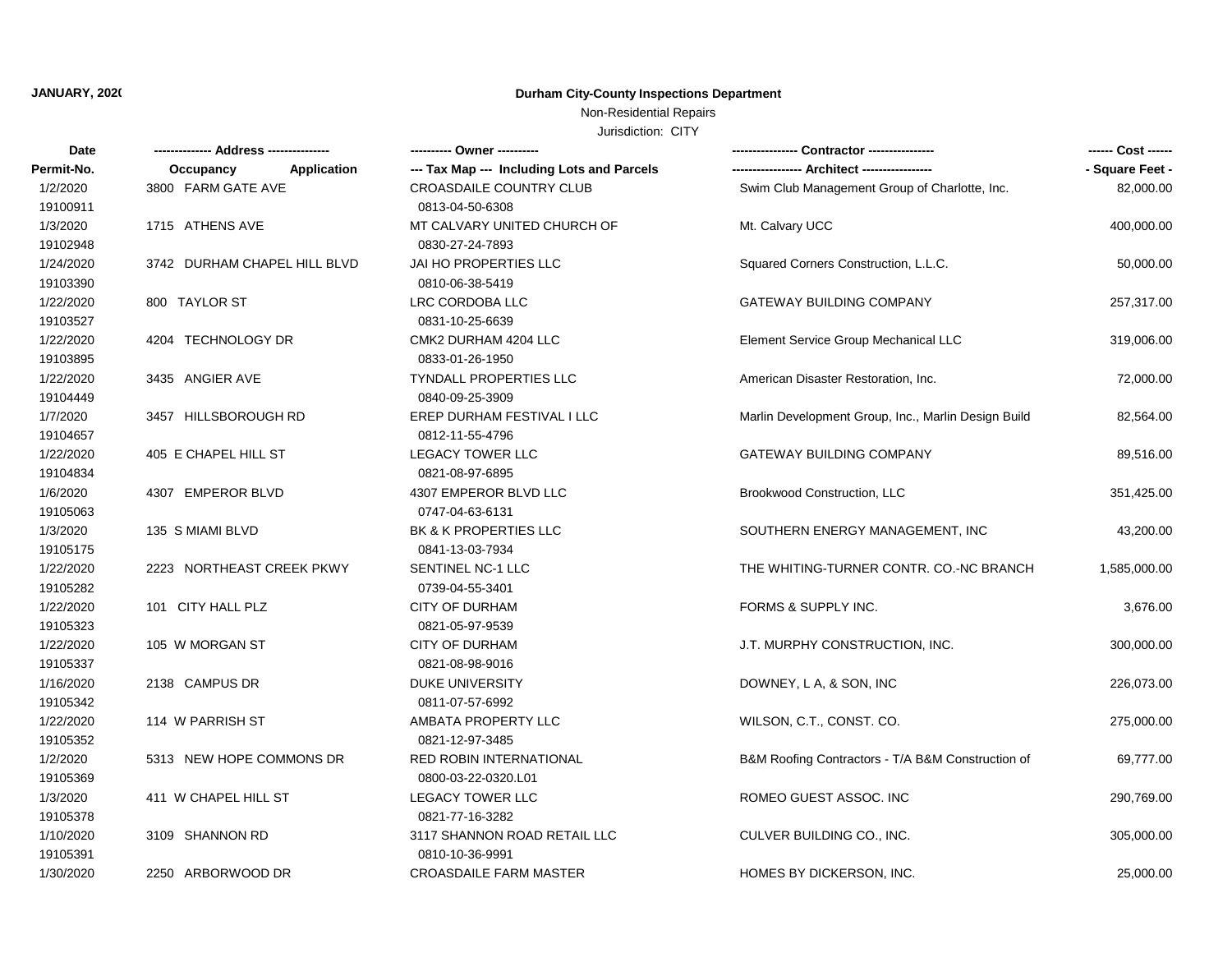**JANUARY, 2020**

**Durham City-County Inspections Department**

Non-Residential Repairs

Jurisdiction: CITY

| Date<br>Permit-No. | ------------- Address --------------<br>Occupancy Application | ---------- Owner ----------<br>--- Tax Map --- Including Lots and Parcels | --------------- Contractor ---------------<br>---------------- Architect ---------------- | ------ Cost ------<br>- Square Feet - |
|---|---|---|---|---|
| 1/2/2020<br>19100911 | 3800 FARM GATE AVE | CROASDAILE COUNTRY CLUB<br>0813-04-50-6308 | Swim Club Management Group of Charlotte, Inc. | 82,000.00 |
| 1/3/2020<br>19102948 | 1715 ATHENS AVE | MT CALVARY UNITED CHURCH OF<br>0830-27-24-7893 | Mt. Calvary UCC | 400,000.00 |
| 1/24/2020<br>19103390 | 3742 DURHAM CHAPEL HILL BLVD | JAI HO PROPERTIES LLC<br>0810-06-38-5419 | Squared Corners Construction, L.L.C. | 50,000.00 |
| 1/22/2020<br>19103527 | 800 TAYLOR ST | LRC CORDOBA LLC<br>0831-10-25-6639 | GATEWAY BUILDING COMPANY | 257,317.00 |
| 1/22/2020<br>19103895 | 4204 TECHNOLOGY DR | CMK2 DURHAM 4204 LLC<br>0833-01-26-1950 | Element Service Group Mechanical LLC | 319,006.00 |
| 1/22/2020<br>19104449 | 3435 ANGIER AVE | TYNDALL PROPERTIES LLC<br>0840-09-25-3909 | American Disaster Restoration, Inc. | 72,000.00 |
| 1/7/2020<br>19104657 | 3457 HILLSBOROUGH RD | EREP DURHAM FESTIVAL I LLC<br>0812-11-55-4796 | Marlin Development Group, Inc., Marlin Design Build | 82,564.00 |
| 1/22/2020<br>19104834 | 405 E CHAPEL HILL ST | LEGACY TOWER LLC<br>0821-08-97-6895 | GATEWAY BUILDING COMPANY | 89,516.00 |
| 1/6/2020<br>19105063 | 4307 EMPEROR BLVD | 4307 EMPEROR BLVD LLC<br>0747-04-63-6131 | Brookwood Construction, LLC | 351,425.00 |
| 1/3/2020<br>19105175 | 135 S MIAMI BLVD | BK & K PROPERTIES LLC<br>0841-13-03-7934 | SOUTHERN ENERGY MANAGEMENT, INC | 43,200.00 |
| 1/22/2020<br>19105282 | 2223 NORTHEAST CREEK PKWY | SENTINEL NC-1 LLC<br>0739-04-55-3401 | THE WHITING-TURNER CONTR. CO.-NC BRANCH | 1,585,000.00 |
| 1/22/2020<br>19105323 | 101 CITY HALL PLZ | CITY OF DURHAM<br>0821-05-97-9539 | FORMS & SUPPLY INC. | 3,676.00 |
| 1/22/2020<br>19105337 | 105 W MORGAN ST | CITY OF DURHAM<br>0821-08-98-9016 | J.T. MURPHY CONSTRUCTION, INC. | 300,000.00 |
| 1/16/2020<br>19105342 | 2138 CAMPUS DR | DUKE UNIVERSITY<br>0811-07-57-6992 | DOWNEY, L A, & SON, INC | 226,073.00 |
| 1/22/2020<br>19105352 | 114 W PARRISH ST | AMBATA PROPERTY LLC<br>0821-12-97-3485 | WILSON, C.T., CONST. CO. | 275,000.00 |
| 1/2/2020<br>19105369 | 5313 NEW HOPE COMMONS DR | RED ROBIN INTERNATIONAL<br>0800-03-22-0320.L01 | B&M Roofing Contractors - T/A B&M Construction of | 69,777.00 |
| 1/3/2020<br>19105378 | 411 W CHAPEL HILL ST | LEGACY TOWER LLC<br>0821-77-16-3282 | ROMEO GUEST ASSOC. INC | 290,769.00 |
| 1/10/2020<br>19105391 | 3109 SHANNON RD | 3117 SHANNON ROAD RETAIL LLC<br>0810-10-36-9991 | CULVER BUILDING CO., INC. | 305,000.00 |
| 1/30/2020 | 2250 ARBORWOOD DR | CROASDAILE FARM MASTER | HOMES BY DICKERSON, INC. | 25,000.00 |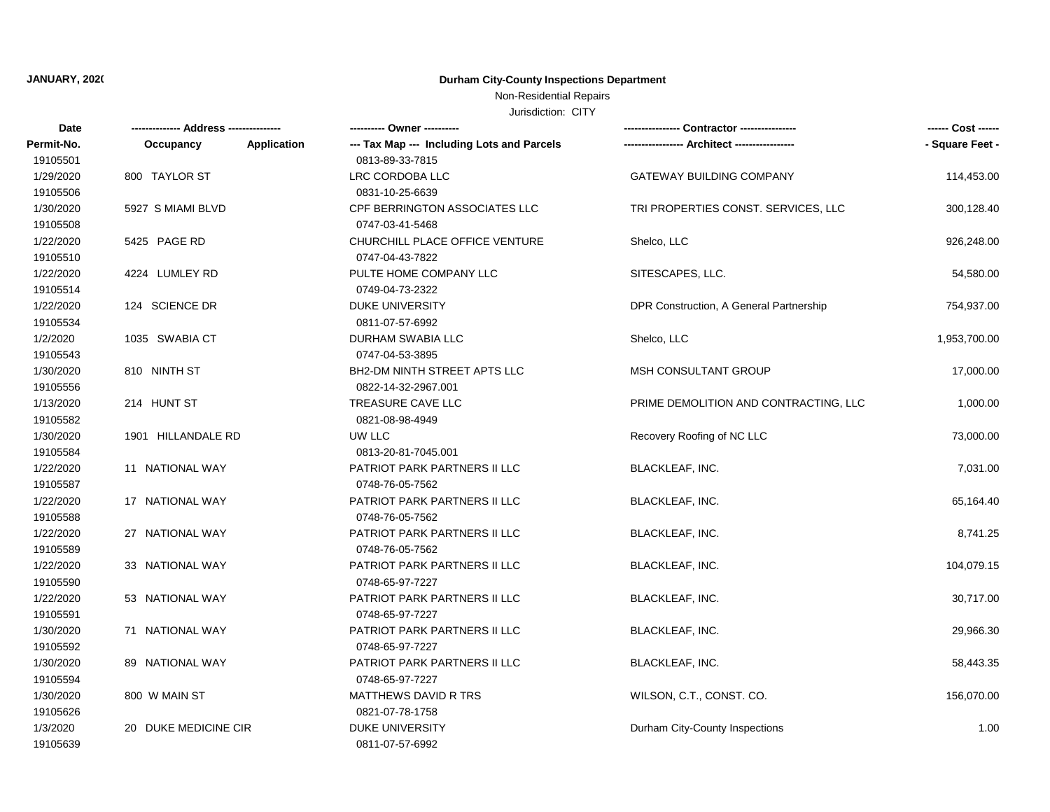**JANUARY, 202(**

**Durham City-County Inspections Department**

Non-Residential Repairs

Jurisdiction: CITY

| Date | -------------- Address -------------- | | ---------- Owner ---------- | ---------------- Contractor ---------------- | ------ Cost ------ |
|---|---|---|---|---|---|
| Permit-No. | Occupancy | Application | --- Tax Map --- Including Lots and Parcels | ----------------- Architect ----------------- | - Square Feet - |
| 19105501 | | | 0813-89-33-7815 | | |
| 1/29/2020 | 800 TAYLOR ST | | LRC CORDOBA LLC | GATEWAY BUILDING COMPANY | 114,453.00 |
| 19105506 | | | 0831-10-25-6639 | | |
| 1/30/2020 | 5927 S MIAMI BLVD | | CPF BERRINGTON ASSOCIATES LLC | TRI PROPERTIES CONST. SERVICES, LLC | 300,128.40 |
| 19105508 | | | 0747-03-41-5468 | | |
| 1/22/2020 | 5425 PAGE RD | | CHURCHILL PLACE OFFICE VENTURE | Shelco, LLC | 926,248.00 |
| 19105510 | | | 0747-04-43-7822 | | |
| 1/22/2020 | 4224 LUMLEY RD | | PULTE HOME COMPANY LLC | SITESCAPES, LLC. | 54,580.00 |
| 19105514 | | | 0749-04-73-2322 | | |
| 1/22/2020 | 124 SCIENCE DR | | DUKE UNIVERSITY | DPR Construction, A General Partnership | 754,937.00 |
| 19105534 | | | 0811-07-57-6992 | | |
| 1/2/2020 | 1035 SWABIA CT | | DURHAM SWABIA LLC | Shelco, LLC | 1,953,700.00 |
| 19105543 | | | 0747-04-53-3895 | | |
| 1/30/2020 | 810 NINTH ST | | BH2-DM NINTH STREET APTS LLC | MSH CONSULTANT GROUP | 17,000.00 |
| 19105556 | | | 0822-14-32-2967.001 | | |
| 1/13/2020 | 214 HUNT ST | | TREASURE CAVE LLC | PRIME DEMOLITION AND CONTRACTING, LLC | 1,000.00 |
| 19105582 | | | 0821-08-98-4949 | | |
| 1/30/2020 | 1901 HILLANDALE RD | | UW LLC | Recovery Roofing of NC LLC | 73,000.00 |
| 19105584 | | | 0813-20-81-7045.001 | | |
| 1/22/2020 | 11 NATIONAL WAY | | PATRIOT PARK PARTNERS II LLC | BLACKLEAF, INC. | 7,031.00 |
| 19105587 | | | 0748-76-05-7562 | | |
| 1/22/2020 | 17 NATIONAL WAY | | PATRIOT PARK PARTNERS II LLC | BLACKLEAF, INC. | 65,164.40 |
| 19105588 | | | 0748-76-05-7562 | | |
| 1/22/2020 | 27 NATIONAL WAY | | PATRIOT PARK PARTNERS II LLC | BLACKLEAF, INC. | 8,741.25 |
| 19105589 | | | 0748-76-05-7562 | | |
| 1/22/2020 | 33 NATIONAL WAY | | PATRIOT PARK PARTNERS II LLC | BLACKLEAF, INC. | 104,079.15 |
| 19105590 | | | 0748-65-97-7227 | | |
| 1/22/2020 | 53 NATIONAL WAY | | PATRIOT PARK PARTNERS II LLC | BLACKLEAF, INC. | 30,717.00 |
| 19105591 | | | 0748-65-97-7227 | | |
| 1/30/2020 | 71 NATIONAL WAY | | PATRIOT PARK PARTNERS II LLC | BLACKLEAF, INC. | 29,966.30 |
| 19105592 | | | 0748-65-97-7227 | | |
| 1/30/2020 | 89 NATIONAL WAY | | PATRIOT PARK PARTNERS II LLC | BLACKLEAF, INC. | 58,443.35 |
| 19105594 | | | 0748-65-97-7227 | | |
| 1/30/2020 | 800 W MAIN ST | | MATTHEWS DAVID R TRS | WILSON, C.T., CONST. CO. | 156,070.00 |
| 19105626 | | | 0821-07-78-1758 | | |
| 1/3/2020 | 20 DUKE MEDICINE CIR | | DUKE UNIVERSITY | Durham City-County Inspections | 1.00 |
| 19105639 | | | 0811-07-57-6992 | | |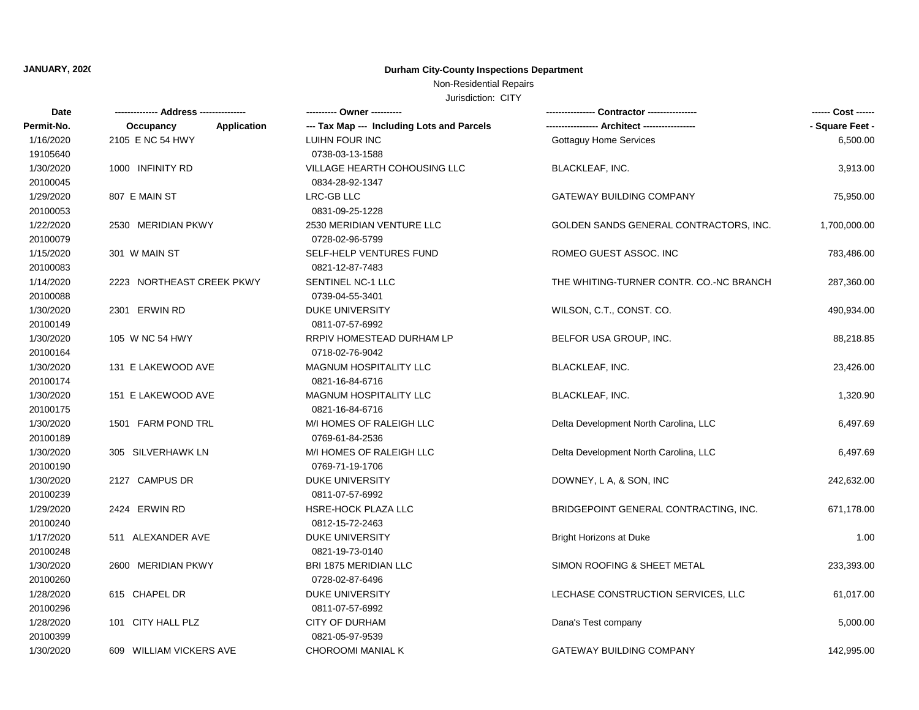**JANUARY, 2020**

**Durham City-County Inspections Department**

Non-Residential Repairs

Jurisdiction: CITY

| Date<br>Permit-No. | ------------- Address --------------<br>Occupancy Application | ---------- Owner ----------<br>--- Tax Map --- Including Lots and Parcels | --------------- Contractor ---------------<br>---------------- Architect ---------------- | ------ Cost ------<br>- Square Feet - |
|---|---|---|---|---|
| 1/16/2020<br>19105640 | 2105 E NC 54 HWY | LUIHN FOUR INC<br>0738-03-13-1588 | Gottaguy Home Services | 6,500.00 |
| 1/30/2020<br>20100045 | 1000 INFINITY RD | VILLAGE HEARTH COHOUSING LLC<br>0834-28-92-1347 | BLACKLEAF, INC. | 3,913.00 |
| 1/29/2020<br>20100053 | 807 E MAIN ST | LRC-GB LLC<br>0831-09-25-1228 | GATEWAY BUILDING COMPANY | 75,950.00 |
| 1/22/2020<br>20100079 | 2530 MERIDIAN PKWY | 2530 MERIDIAN VENTURE LLC<br>0728-02-96-5799 | GOLDEN SANDS GENERAL CONTRACTORS, INC. | 1,700,000.00 |
| 1/15/2020<br>20100083 | 301 W MAIN ST | SELF-HELP VENTURES FUND<br>0821-12-87-7483 | ROMEO GUEST ASSOC. INC | 783,486.00 |
| 1/14/2020<br>20100088 | 2223 NORTHEAST CREEK PKWY | SENTINEL NC-1 LLC<br>0739-04-55-3401 | THE WHITING-TURNER CONTR. CO.-NC BRANCH | 287,360.00 |
| 1/30/2020<br>20100149 | 2301 ERWIN RD | DUKE UNIVERSITY<br>0811-07-57-6992 | WILSON, C.T., CONST. CO. | 490,934.00 |
| 1/30/2020<br>20100164 | 105 W NC 54 HWY | RRPIV HOMESTEAD DURHAM LP<br>0718-02-76-9042 | BELFOR USA GROUP, INC. | 88,218.85 |
| 1/30/2020<br>20100174 | 131 E LAKEWOOD AVE | MAGNUM HOSPITALITY LLC<br>0821-16-84-6716 | BLACKLEAF, INC. | 23,426.00 |
| 1/30/2020<br>20100175 | 151 E LAKEWOOD AVE | MAGNUM HOSPITALITY LLC<br>0821-16-84-6716 | BLACKLEAF, INC. | 1,320.90 |
| 1/30/2020<br>20100189 | 1501 FARM POND TRL | M/I HOMES OF RALEIGH LLC<br>0769-61-84-2536 | Delta Development North Carolina, LLC | 6,497.69 |
| 1/30/2020<br>20100190 | 305 SILVERHAWK LN | M/I HOMES OF RALEIGH LLC<br>0769-71-19-1706 | Delta Development North Carolina, LLC | 6,497.69 |
| 1/30/2020<br>20100239 | 2127 CAMPUS DR | DUKE UNIVERSITY<br>0811-07-57-6992 | DOWNEY, L A, & SON, INC | 242,632.00 |
| 1/29/2020<br>20100240 | 2424 ERWIN RD | HSRE-HOCK PLAZA LLC<br>0812-15-72-2463 | BRIDGEPOINT GENERAL CONTRACTING, INC. | 671,178.00 |
| 1/17/2020<br>20100248 | 511 ALEXANDER AVE | DUKE UNIVERSITY<br>0821-19-73-0140 | Bright Horizons at Duke | 1.00 |
| 1/30/2020<br>20100260 | 2600 MERIDIAN PKWY | BRI 1875 MERIDIAN LLC<br>0728-02-87-6496 | SIMON ROOFING & SHEET METAL | 233,393.00 |
| 1/28/2020<br>20100296 | 615 CHAPEL DR | DUKE UNIVERSITY<br>0811-07-57-6992 | LECHASE CONSTRUCTION SERVICES, LLC | 61,017.00 |
| 1/28/2020<br>20100399 | 101 CITY HALL PLZ | CITY OF DURHAM<br>0821-05-97-9539 | Dana's Test company | 5,000.00 |
| 1/30/2020 | 609 WILLIAM VICKERS AVE | CHOROOMI MANIAL K | GATEWAY BUILDING COMPANY | 142,995.00 |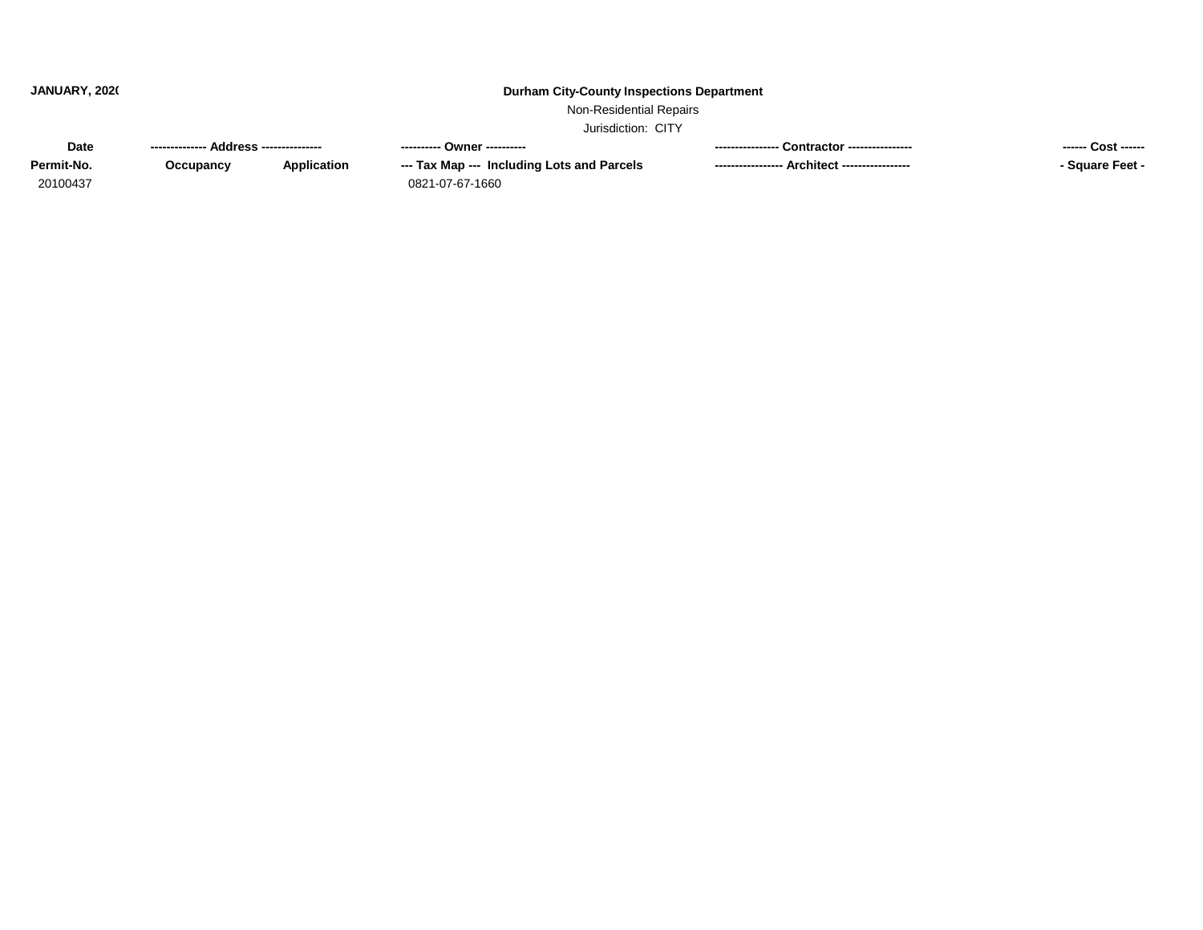JANUARY, 2020

**Durham City-County Inspections Department**

Non-Residential Repairs

Jurisdiction: CITY

| Date<br>Permit-No. | -------------- Address ---------------<br>Occupancy | <br>Application | ---------- Owner ----------<br>--- Tax Map --- Including Lots and Parcels | ---------------- Contractor ----------------<br>----------------- Architect ----------------- | ------ Cost ------<br>- Square Feet - |
|---|---|---|---|---|---|
| 20100437 | | | 0821-07-67-1660 | | |